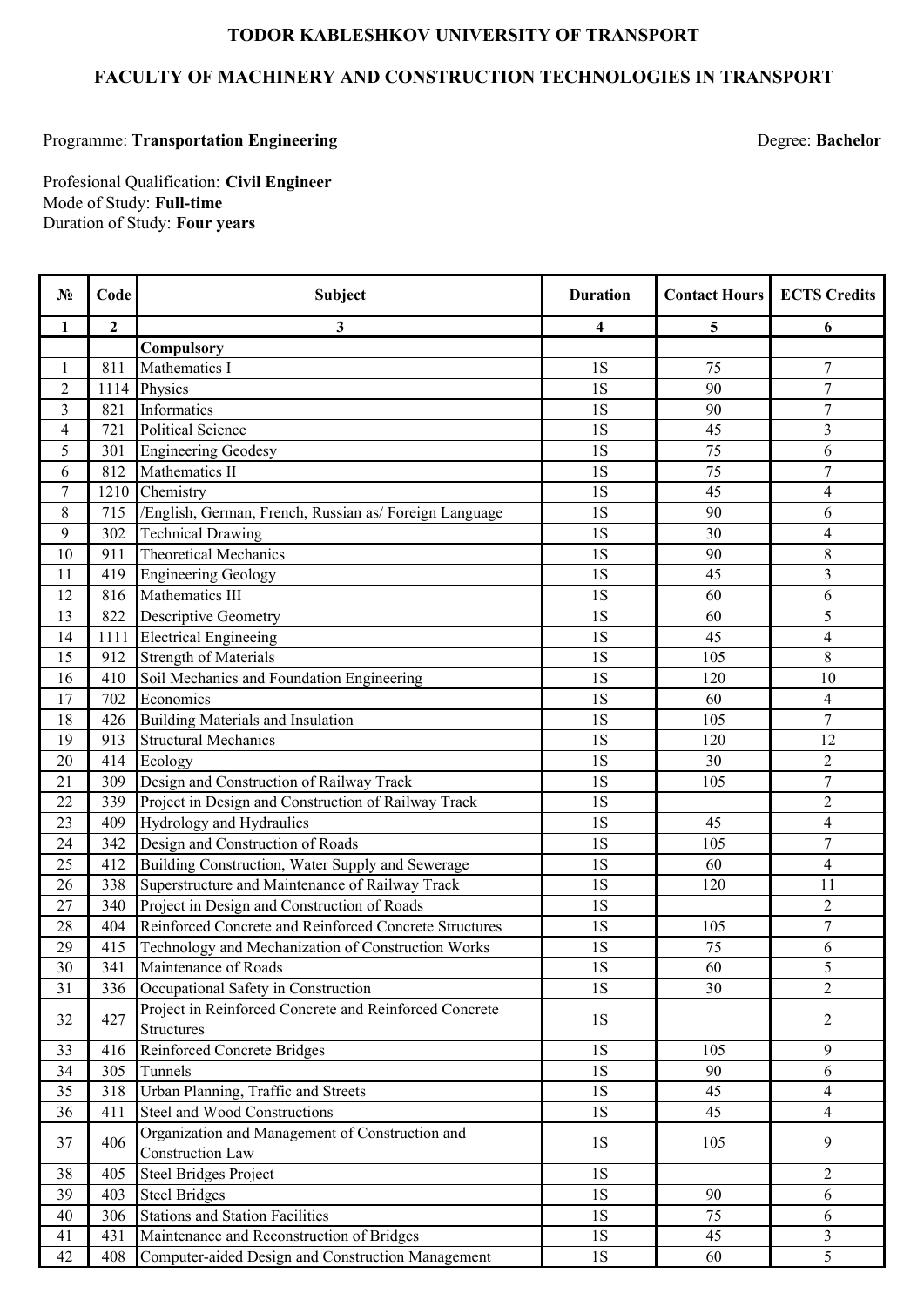# TODOR KABLESHKOV UNIVERSITY OF TRANSPORT

## FACULTY OF MACHINERY AND CONSTRUCTION TECHNOLOGIES IN TRANSPORT

Programme: **Transportation Engineering** Degree: **Bachelor**

Profesional Qualification: **Civil Engineer**
Mode of Study: **Full-time**
Duration of Study: **Four years**

| № | Code | Subject | Duration | Contact Hours | ECTS Credits |
|---|---|---|---|---|---|
| 1 | 2 | 3 | 4 | 5 | 6 |
| | | **Compulsory** | | | |
| 1 | 811 | Mathematics I | 1S | 75 | 7 |
| 2 | 1114 | Physics | 1S | 90 | 7 |
| 3 | 821 | Informatics | 1S | 90 | 7 |
| 4 | 721 | Political Science | 1S | 45 | 3 |
| 5 | 301 | Engineering Geodesy | 1S | 75 | 6 |
| 6 | 812 | Mathematics II | 1S | 75 | 7 |
| 7 | 1210 | Chemistry | 1S | 45 | 4 |
| 8 | 715 | /English, German, French, Russian as/ Foreign Language | 1S | 90 | 6 |
| 9 | 302 | Technical Drawing | 1S | 30 | 4 |
| 10 | 911 | Theoretical Mechanics | 1S | 90 | 8 |
| 11 | 419 | Engineering Geology | 1S | 45 | 3 |
| 12 | 816 | Mathematics III | 1S | 60 | 6 |
| 13 | 822 | Descriptive Geometry | 1S | 60 | 5 |
| 14 | 1111 | Electrical Engineering | 1S | 45 | 4 |
| 15 | 912 | Strength of Materials | 1S | 105 | 8 |
| 16 | 410 | Soil Mechanics and Foundation Engineering | 1S | 120 | 10 |
| 17 | 702 | Economics | 1S | 60 | 4 |
| 18 | 426 | Building Materials and Insulation | 1S | 105 | 7 |
| 19 | 913 | Structural Mechanics | 1S | 120 | 12 |
| 20 | 414 | Ecology | 1S | 30 | 2 |
| 21 | 309 | Design and Construction of Railway Track | 1S | 105 | 7 |
| 22 | 339 | Project in Design and Construction of Railway Track | 1S | | 2 |
| 23 | 409 | Hydrology and Hydraulics | 1S | 45 | 4 |
| 24 | 342 | Design and Construction of Roads | 1S | 105 | 7 |
| 25 | 412 | Building Construction, Water Supply and Sewerage | 1S | 60 | 4 |
| 26 | 338 | Superstructure and Maintenance of Railway Track | 1S | 120 | 11 |
| 27 | 340 | Project in Design and Construction of Roads | 1S | | 2 |
| 28 | 404 | Reinforced Concrete and Reinforced Concrete Structures | 1S | 105 | 7 |
| 29 | 415 | Technology and Mechanization of Construction Works | 1S | 75 | 6 |
| 30 | 341 | Maintenance of Roads | 1S | 60 | 5 |
| 31 | 336 | Occupational Safety in Construction | 1S | 30 | 2 |
| 32 | 427 | Project in Reinforced Concrete and Reinforced Concrete Structures | 1S | | 2 |
| 33 | 416 | Reinforced Concrete Bridges | 1S | 105 | 9 |
| 34 | 305 | Tunnels | 1S | 90 | 6 |
| 35 | 318 | Urban Planning, Traffic and Streets | 1S | 45 | 4 |
| 36 | 411 | Steel and Wood Constructions | 1S | 45 | 4 |
| 37 | 406 | Organization and Management of Construction and Construction Law | 1S | 105 | 9 |
| 38 | 405 | Steel Bridges Project | 1S | | 2 |
| 39 | 403 | Steel Bridges | 1S | 90 | 6 |
| 40 | 306 | Stations and Station Facilities | 1S | 75 | 6 |
| 41 | 431 | Maintenance and Reconstruction of Bridges | 1S | 45 | 3 |
| 42 | 408 | Computer-aided Design and Construction Management | 1S | 60 | 5 |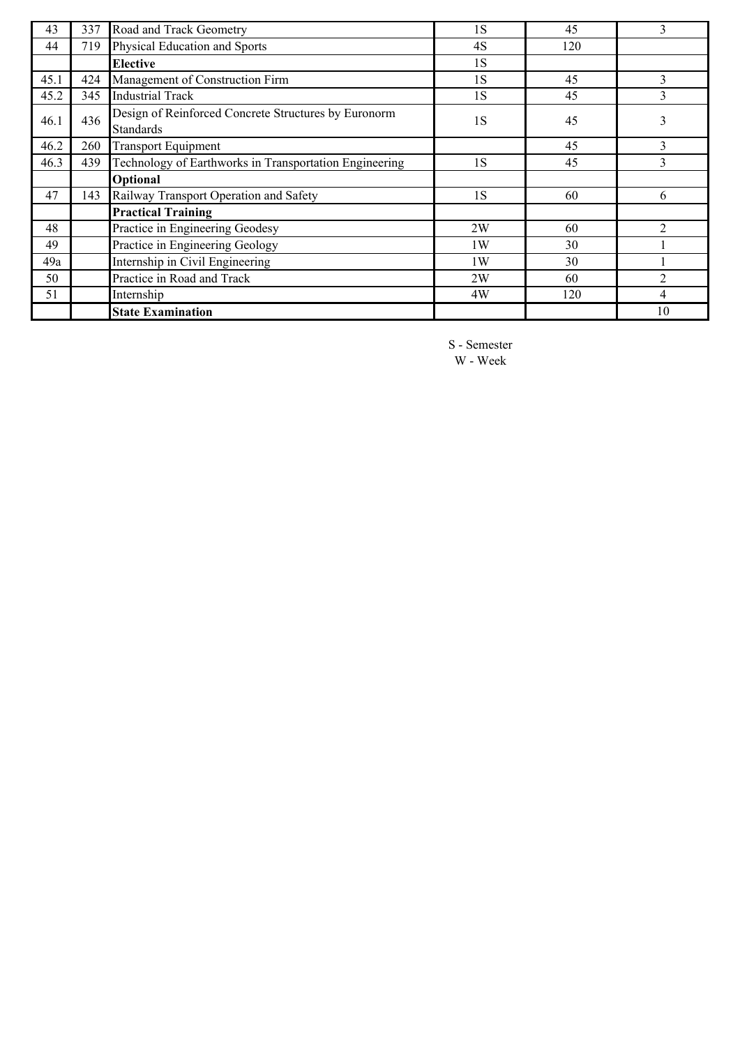| | | | | | |
|---|---|---|---|---|---|
| 43 | 337 | Road and Track Geometry | 1S | 45 | 3 |
| 44 | 719 | Physical Education and Sports | 4S | 120 | |
| | | **Elective** | 1S | | |
| 45.1 | 424 | Management of Construction Firm | 1S | 45 | 3 |
| 45.2 | 345 | Industrial Track | 1S | 45 | 3 |
| 46.1 | 436 | Design of Reinforced Concrete Structures by Euronorm Standards | 1S | 45 | 3 |
| 46.2 | 260 | Transport Equipment | | 45 | 3 |
| 46.3 | 439 | Technology of Earthworks in Transportation Engineering | 1S | 45 | 3 |
| | | **Optional** | | | |
| 47 | 143 | Railway Transport Operation and Safety | 1S | 60 | 6 |
| | | **Practical Training** | | | |
| 48 | | Practice in Engineering Geodesy | 2W | 60 | 2 |
| 49 | | Practice in Engineering Geology | 1W | 30 | 1 |
| 49a | | Internship in Civil Engineering | 1W | 30 | 1 |
| 50 | | Practice in Road and Track | 2W | 60 | 2 |
| 51 | | Internship | 4W | 120 | 4 |
| | | **State Examination** | | | 10 |

S - Semester
W - Week